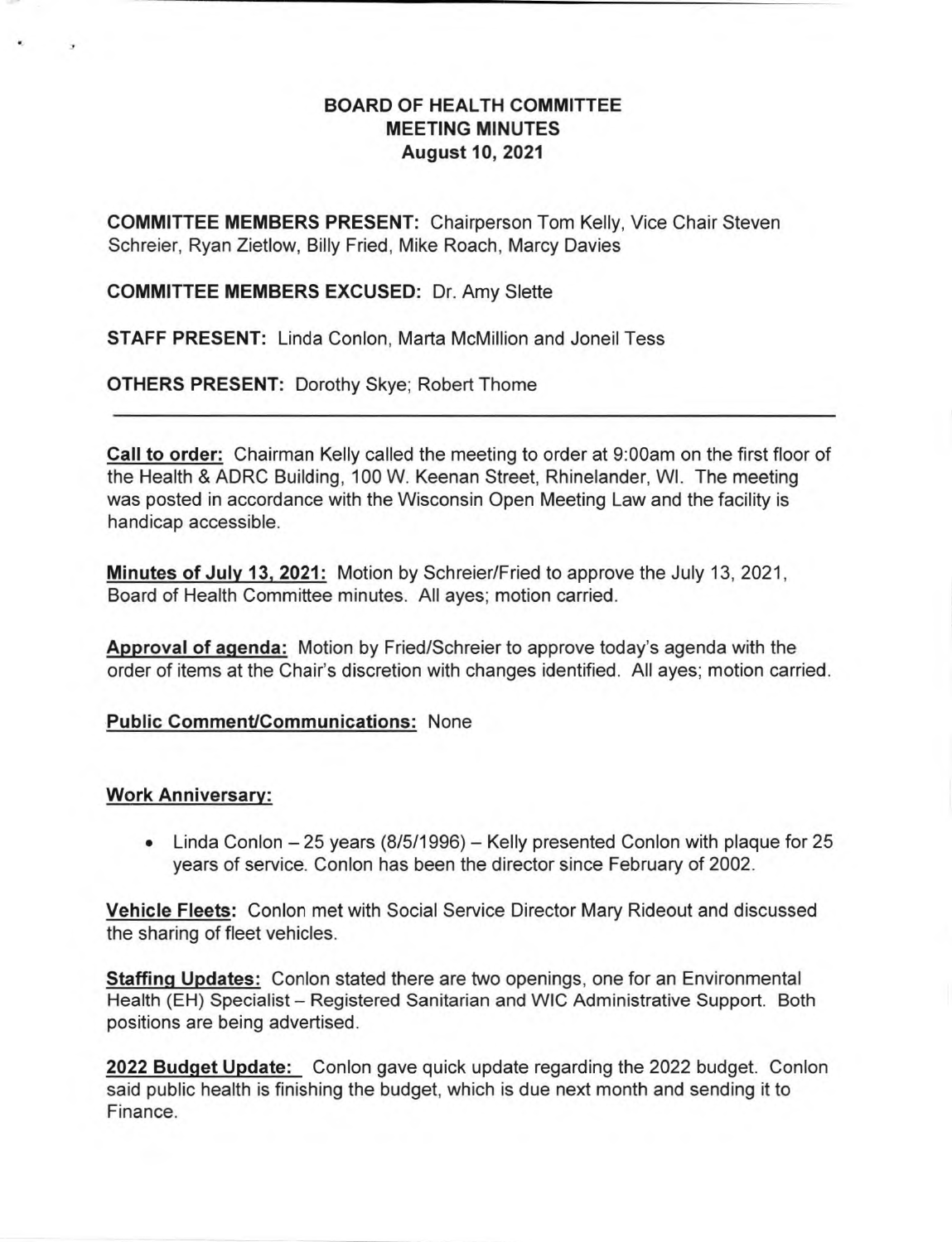# BOARD OF HEALTH COMMITTEE
## MEETING MINUTES
### August 10, 2021

**COMMITTEE MEMBERS PRESENT:** Chairperson Tom Kelly, Vice Chair Steven Schreier, Ryan Zietlow, Billy Fried, Mike Roach, Marcy Davies

**COMMITTEE MEMBERS EXCUSED:** Dr. Amy Slette

**STAFF PRESENT:** Linda Conlon, Marta McMillion and Joneil Tess

**OTHERS PRESENT:** Dorothy Skye; Robert Thome

---

**Call to order:** Chairman Kelly called the meeting to order at 9:00am on the first floor of the Health & ADRC Building, 100 W. Keenan Street, Rhinelander, WI. The meeting was posted in accordance with the Wisconsin Open Meeting Law and the facility is handicap accessible.

**Minutes of July 13, 2021:** Motion by Schreier/Fried to approve the July 13, 2021, Board of Health Committee minutes. All ayes; motion carried.

**Approval of agenda:** Motion by Fried/Schreier to approve today's agenda with the order of items at the Chair's discretion with changes identified. All ayes; motion carried.

**Public Comment/Communications:** None

**Work Anniversary:**

- Linda Conlon – 25 years (8/5/1996) – Kelly presented Conlon with plaque for 25 years of service. Conlon has been the director since February of 2002.

**Vehicle Fleets:** Conlon met with Social Service Director Mary Rideout and discussed the sharing of fleet vehicles.

**Staffing Updates:** Conlon stated there are two openings, one for an Environmental Health (EH) Specialist – Registered Sanitarian and WIC Administrative Support. Both positions are being advertised.

**2022 Budget Update:** Conlon gave quick update regarding the 2022 budget. Conlon said public health is finishing the budget, which is due next month and sending it to Finance.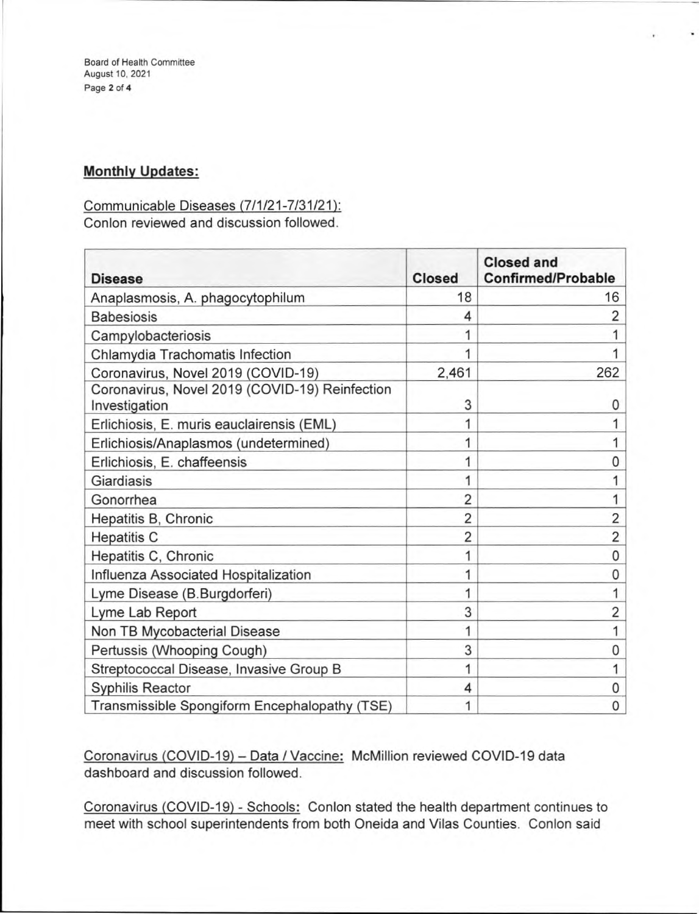## Monthly Updates:

Communicable Diseases (7/1/21-7/31/21):
Conlon reviewed and discussion followed.

| Disease | Closed | Closed and Confirmed/Probable |
|---|---|---|
| Anaplasmosis, A. phagocytophilum | 18 | 16 |
| Babesiosis | 4 | 2 |
| Campylobacteriosis | 1 | 1 |
| Chlamydia Trachomatis Infection | 1 | 1 |
| Coronavirus, Novel 2019 (COVID-19) | 2,461 | 262 |
| Coronavirus, Novel 2019 (COVID-19) Reinfection Investigation | 3 | 0 |
| Erlichiosis, E. muris eauclairensis (EML) | 1 | 1 |
| Erlichiosis/Anaplasmos (undetermined) | 1 | 1 |
| Erlichiosis, E. chaffeensis | 1 | 0 |
| Giardiasis | 1 | 1 |
| Gonorrhea | 2 | 1 |
| Hepatitis B, Chronic | 2 | 2 |
| Hepatitis C | 2 | 2 |
| Hepatitis C, Chronic | 1 | 0 |
| Influenza Associated Hospitalization | 1 | 0 |
| Lyme Disease (B.Burgdorferi) | 1 | 1 |
| Lyme Lab Report | 3 | 2 |
| Non TB Mycobacterial Disease | 1 | 1 |
| Pertussis (Whooping Cough) | 3 | 0 |
| Streptococcal Disease, Invasive Group B | 1 | 1 |
| Syphilis Reactor | 4 | 0 |
| Transmissible Spongiform Encephalopathy (TSE) | 1 | 0 |

Coronavirus (COVID-19) – Data / Vaccine: McMillion reviewed COVID-19 data dashboard and discussion followed.

Coronavirus (COVID-19) - Schools: Conlon stated the health department continues to meet with school superintendents from both Oneida and Vilas Counties. Conlon said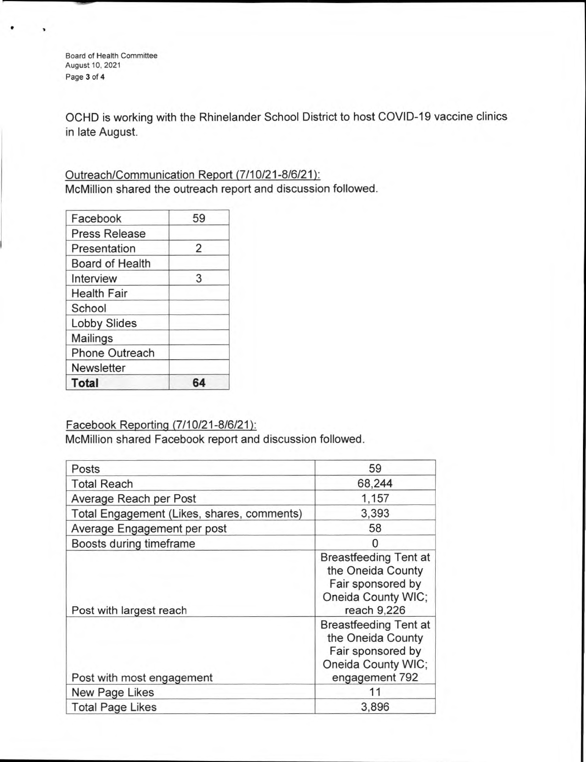OCHD is working with the Rhinelander School District to host COVID-19 vaccine clinics in late August.

Outreach/Communication Report (7/10/21-8/6/21):

McMillion shared the outreach report and discussion followed.

| | |
|---|---|
| Facebook | 59 |
| Press Release | |
| Presentation | 2 |
| Board of Health | |
| Interview | 3 |
| Health Fair | |
| School | |
| Lobby Slides | |
| Mailings | |
| Phone Outreach | |
| Newsletter | |
| **Total** | **64** |

Facebook Reporting (7/10/21-8/6/21):

McMillion shared Facebook report and discussion followed.

| | |
|---|---|
| Posts | 59 |
| Total Reach | 68,244 |
| Average Reach per Post | 1,157 |
| Total Engagement (Likes, shares, comments) | 3,393 |
| Average Engagement per post | 58 |
| Boosts during timeframe | 0 |
| Post with largest reach | Breastfeeding Tent at the Oneida County Fair sponsored by Oneida County WIC; reach 9,226 |
| Post with most engagement | Breastfeeding Tent at the Oneida County Fair sponsored by Oneida County WIC; engagement 792 |
| New Page Likes | 11 |
| Total Page Likes | 3,896 |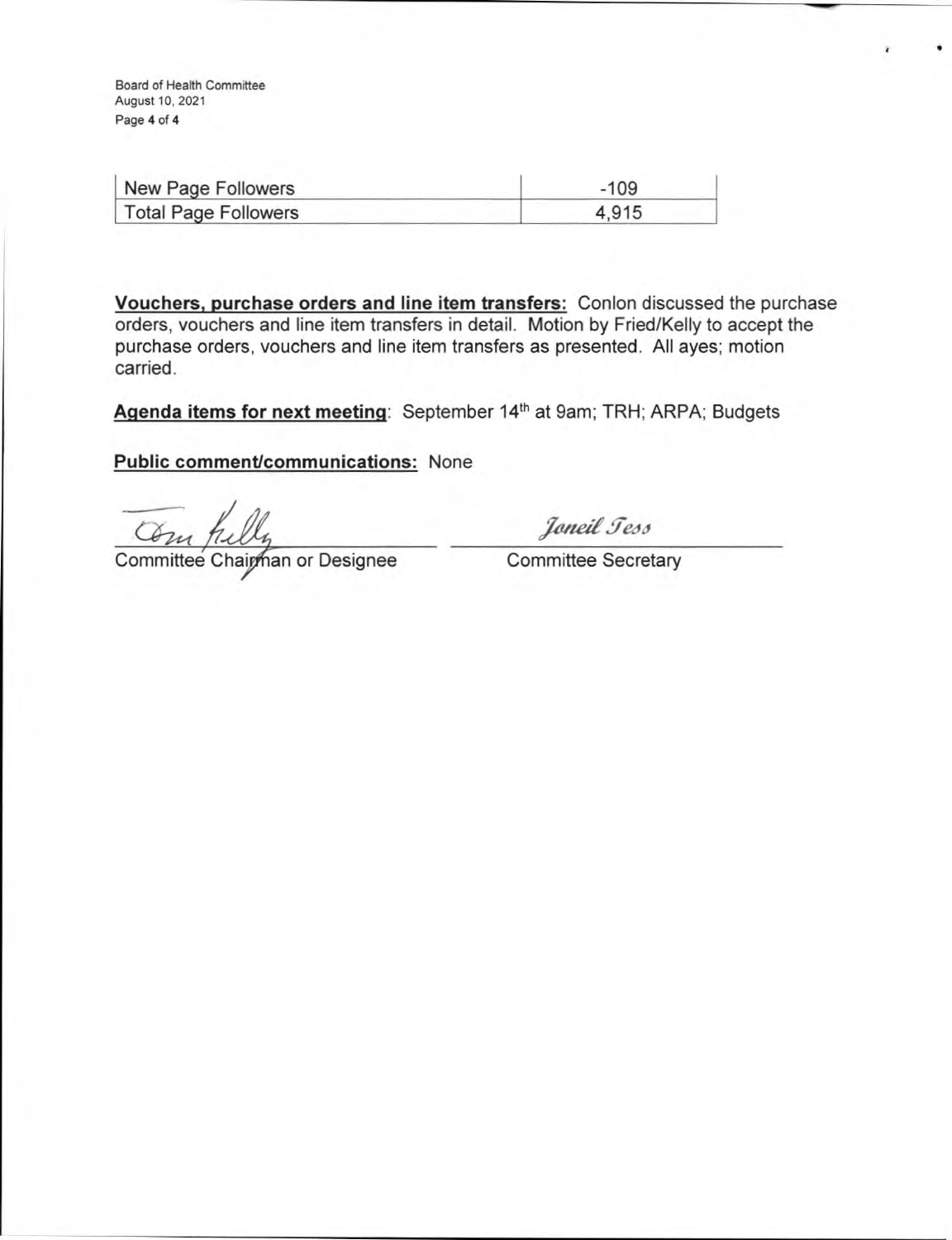| | |
|---|---|
| New Page Followers | -109 |
| Total Page Followers | 4,915 |

**Vouchers, purchase orders and line item transfers:** Conlon discussed the purchase orders, vouchers and line item transfers in detail. Motion by Fried/Kelly to accept the purchase orders, vouchers and line item transfers as presented. All ayes; motion carried.

**Agenda items for next meeting**: September 14th at 9am; TRH; ARPA; Budgets

**Public comment/communications:** None

Tom Kelly
Committee Chairman or Designee

*Joneil Tess*
Committee Secretary